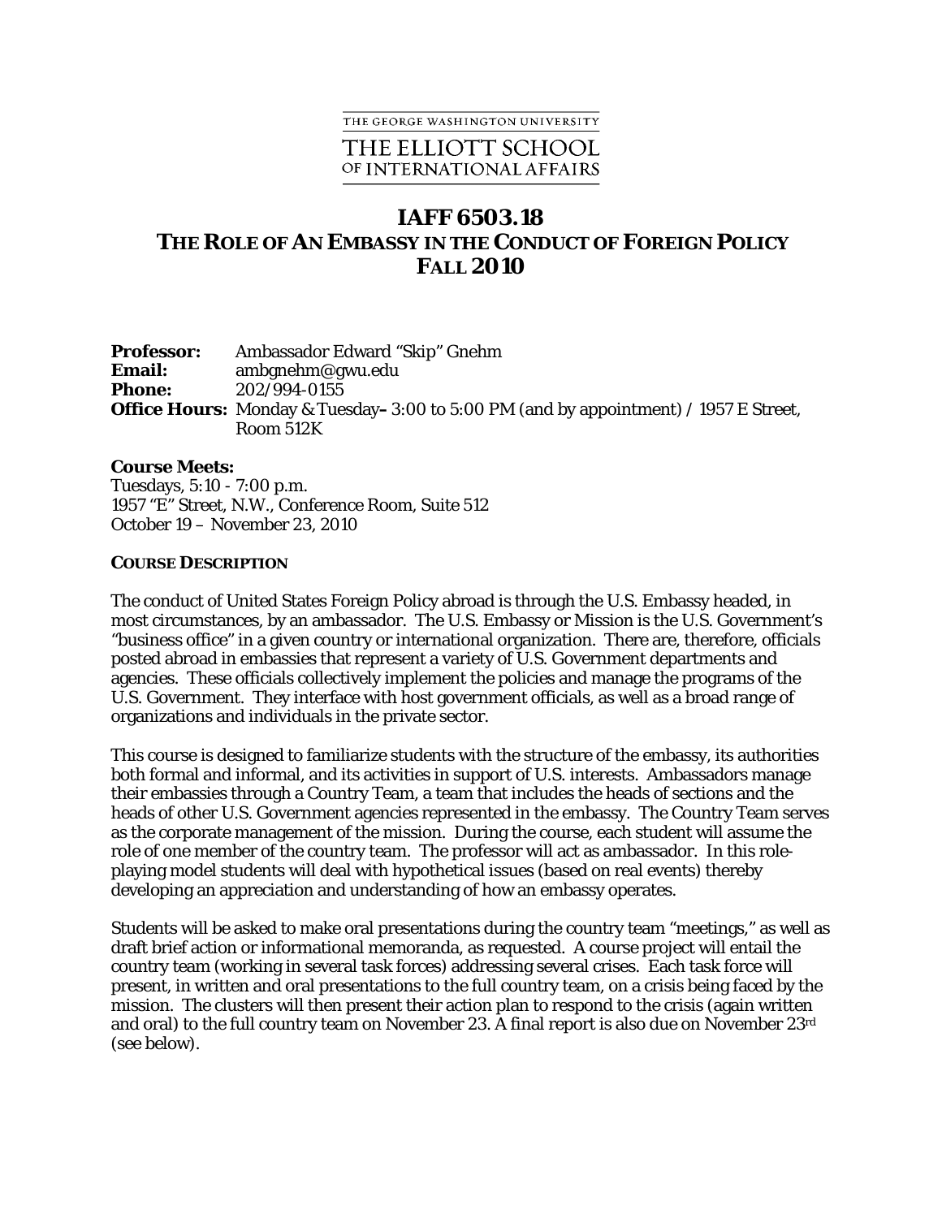THE GEORGE WASHINGTON UNIVERSITY

THE ELLIOTT SCHOOL OF INTERNATIONAL AFFAIRS

# IAFF 6503.18
# THE ROLE OF AN EMBASSY IN THE CONDUCT OF FOREIGN POLICY
# FALL 2010

**Professor:** Ambassador Edward "Skip" Gnehm
**Email:** ambgnehm@gwu.edu
**Phone:** 202/994-0155
**Office Hours:** Monday & Tuesday– 3:00 to 5:00 PM (and by appointment) / 1957 E Street, Room 512K

**Course Meets:**
Tuesdays, 5:10 - 7:00 p.m.
1957 "E" Street, N.W., Conference Room, Suite 512
October 19 – November 23, 2010

**COURSE DESCRIPTION**

The conduct of United States Foreign Policy abroad is through the U.S. Embassy headed, in most circumstances, by an ambassador. The U.S. Embassy or Mission is the U.S. Government's "business office" in a given country or international organization. There are, therefore, officials posted abroad in embassies that represent a variety of U.S. Government departments and agencies. These officials collectively implement the policies and manage the programs of the U.S. Government. They interface with host government officials, as well as a broad range of organizations and individuals in the private sector.

This course is designed to familiarize students with the structure of the embassy, its authorities both formal and informal, and its activities in support of U.S. interests. Ambassadors manage their embassies through a Country Team, a team that includes the heads of sections and the heads of other U.S. Government agencies represented in the embassy. The Country Team serves as the corporate management of the mission. During the course, each student will assume the role of one member of the country team. The professor will act as ambassador. In this role-playing model students will deal with hypothetical issues (based on real events) thereby developing an appreciation and understanding of how an embassy operates.

Students will be asked to make oral presentations during the country team "meetings," as well as draft brief action or informational memoranda, as requested. A course project will entail the country team (working in several task forces) addressing several crises. Each task force will present, in written and oral presentations to the full country team, on a crisis being faced by the mission. The clusters will then present their action plan to respond to the crisis (again written and oral) to the full country team on November 23. A final report is also due on November 23rd (see below).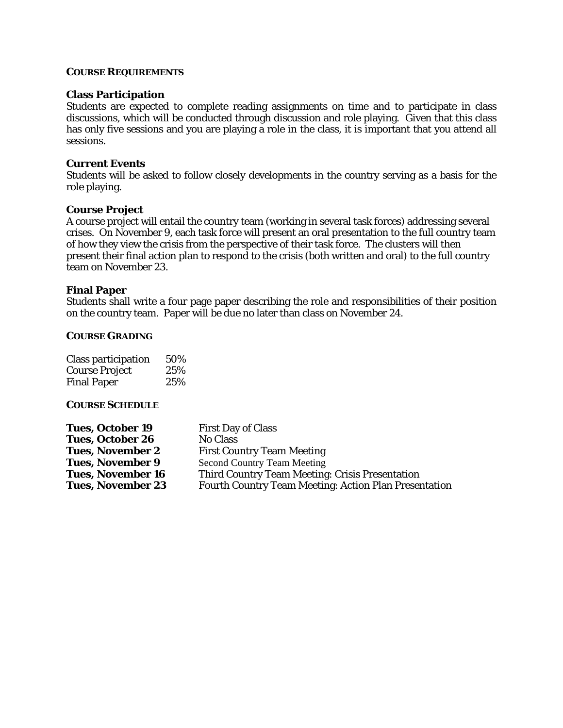## COURSE REQUIREMENTS

**Class Participation**
Students are expected to complete reading assignments on time and to participate in class discussions, which will be conducted through discussion and role playing. Given that this class has only five sessions and you are playing a role in the class, it is important that you attend all sessions.

**Current Events**
Students will be asked to follow closely developments in the country serving as a basis for the role playing.

**Course Project**
A course project will entail the country team (working in several task forces) addressing several crises. On November 9, each task force will present an oral presentation to the full country team of how they view the crisis from the perspective of their task force. The clusters will then present their final action plan to respond to the crisis (both written and oral) to the full country team on November 23.

**Final Paper**
Students shall write a four page paper describing the role and responsibilities of their position on the country team. Paper will be due no later than class on November 24.

## COURSE GRADING

| | |
|---|---|
| Class participation | 50% |
| Course Project | 25% |
| Final Paper | 25% |

## COURSE SCHEDULE

| | |
|---|---|
| **Tues, October 19** | First Day of Class |
| **Tues, October 26** | No Class |
| **Tues, November 2** | First Country Team Meeting |
| **Tues, November 9** | Second Country Team Meeting |
| **Tues, November 16** | Third Country Team Meeting: Crisis Presentation |
| **Tues, November 23** | Fourth Country Team Meeting: Action Plan Presentation |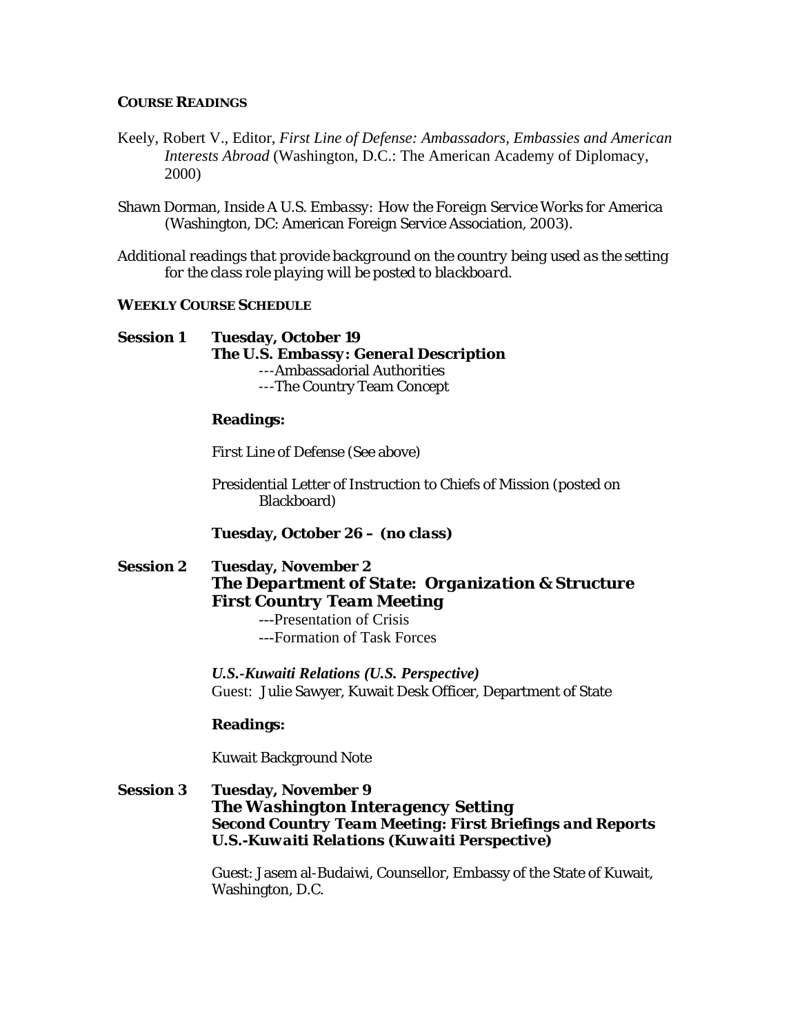## COURSE READINGS

Keely, Robert V., Editor, *First Line of Defense: Ambassadors, Embassies and American Interests Abroad* (Washington, D.C.: The American Academy of Diplomacy, 2000)

Shawn Dorman, Inside A U.S. Embassy: How the Foreign Service Works for America (Washington, DC: American Foreign Service Association, 2003).

*Additional readings that provide background on the country being used as the setting for the class role playing will be posted to blackboard.*

## WEEKLY COURSE SCHEDULE

### Session 1 Tuesday, October 19

**The U.S. Embassy: General Description**

---Ambassadorial Authorities
---The Country Team Concept

**Readings:**

First Line of Defense (See above)

Presidential Letter of Instruction to Chiefs of Mission (posted on Blackboard)

**Tuesday, October 26 – (no class)**

### Session 2 Tuesday, November 2

**The Department of State: Organization & Structure**
**First Country Team Meeting**

---Presentation of Crisis
---Formation of Task Forces

***U.S.-Kuwaiti Relations (U.S. Perspective)***
Guest: Julie Sawyer, Kuwait Desk Officer, Department of State

**Readings:**

Kuwait Background Note

### Session 3 Tuesday, November 9

**The Washington Interagency Setting**
**Second Country Team Meeting: First Briefings and Reports**
**U.S.-Kuwaiti Relations (Kuwaiti Perspective)**

Guest: Jasem al-Budaiwi, Counsellor, Embassy of the State of Kuwait, Washington, D.C.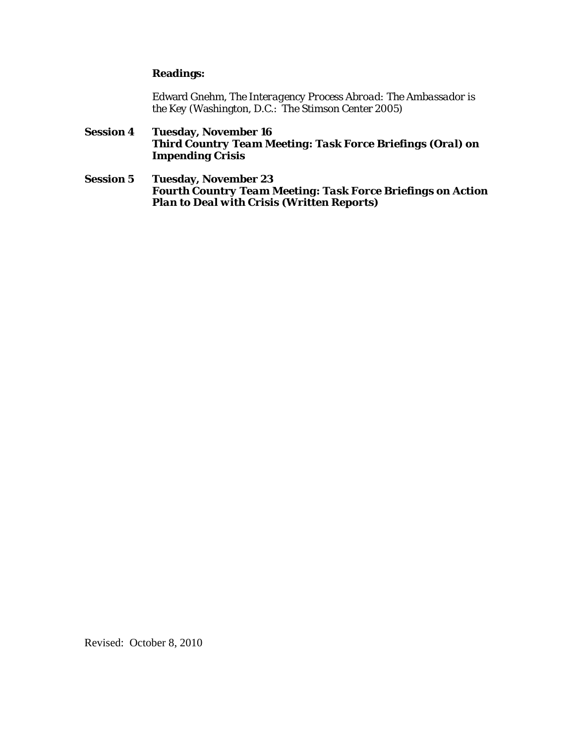**Readings:**

Edward Gnehm, *The Interagency Process Abroad: The Ambassador is the Key* (Washington, D.C.: The Stimson Center 2005)

**Session 4** **Tuesday, November 16**
***Third Country Team Meeting: Task Force Briefings (Oral) on Impending Crisis***

**Session 5** **Tuesday, November 23**
***Fourth Country Team Meeting: Task Force Briefings on Action Plan to Deal with Crisis (Written Reports)***

Revised: October 8, 2010